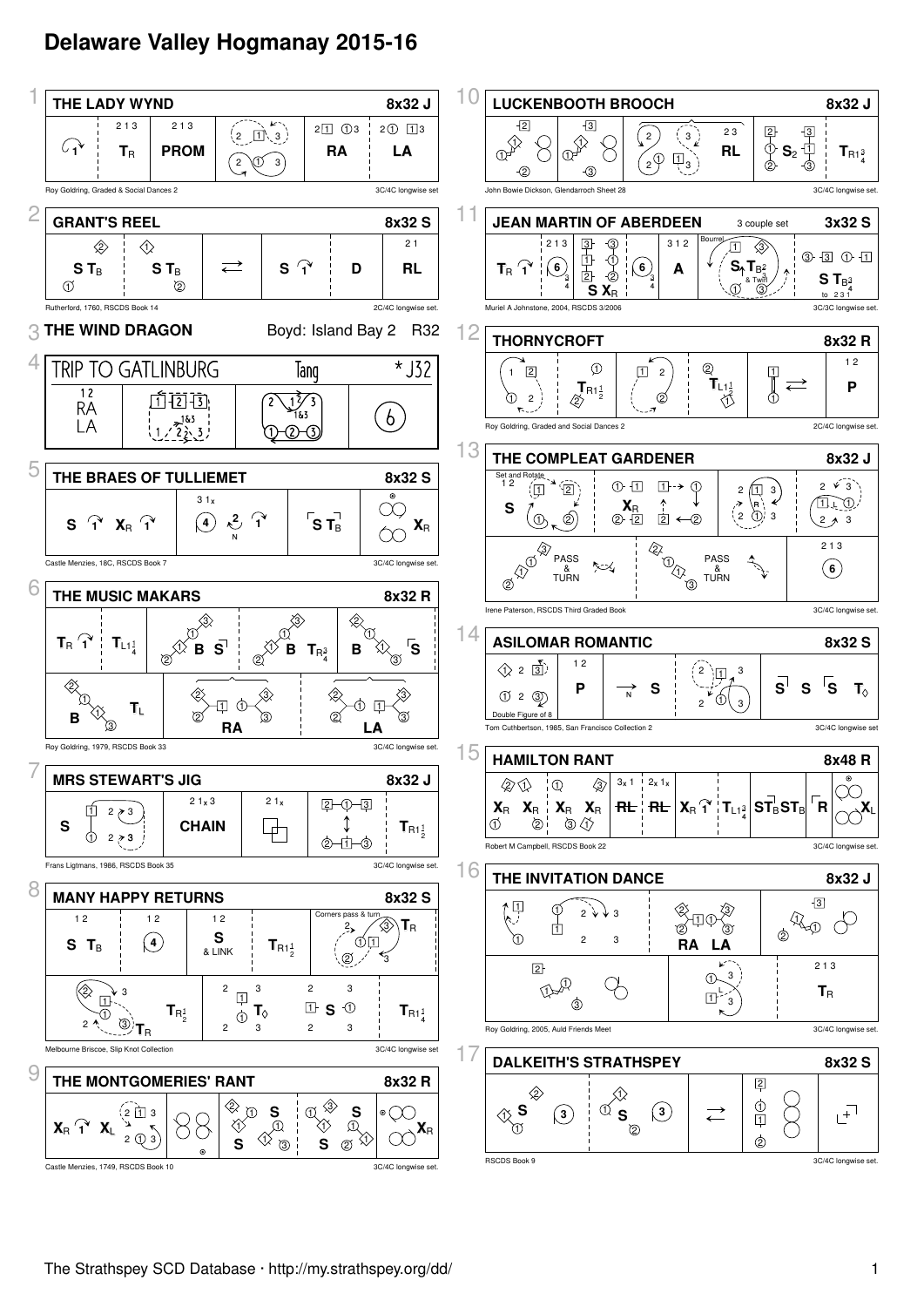# Delaware Valley Hogmanay 2015-16

## 1 THE LADY WYND — 8x32 J

| 213 | 213 | | 2 1 ① 3 | 2 ① 1 3 |
|---|---|---|---|---|
| 1 | $T_R$ | PROM | RA | LA |

Roy Goldring, Graded & Social Dances 2 — 3C/4C longwise set

## 2 GRANT'S REEL — 8x32 S

| | | | | | 2 1 |
|---|---|---|---|---|---|
| S $T_B$ | S $T_B$ | ⇄ | S 1 | D | RL |

Rutherford, 1760, RSCDS Book 14 — 2C/4C longwise set.

## 3 THE WIND DRAGON

Boyd: Island Bay 2 — R32

## 4 TRIP TO GATLINBURG

Tang — * J32

| 1 2 RA LA | 1 2 3 (1&3) | 1&3 | 6 |
|---|---|---|---|

## 5 THE BRAES OF TULLIEMET — 8x32 S

| | 3 1x | | |
|---|---|---|---|
| S 1 $X_R$ 1 | 4 2 1 N | S $T_B$ | $X_R$ |

Castle Menzies, 18C, RSCDS Book 7 — 3C/4C longwise set.

## 6 THE MUSIC MAKARS — 8x32 R

| $T_R$ 1 | $T_{L1\frac{1}{4}}$ | B S | B $T_{R\frac{3}{4}}$ | B S |
|---|---|---|---|---|
| B | $T_L$ | RA | | LA |

Roy Goldring, 1979, RSCDS Book 33 — 3C/4C longwise set.

## 7 MRS STEWART'S JIG — 8x32 J

| | 2 1x 3 | 2 1x | | |
|---|---|---|---|---|
| S | CHAIN | | | $T_{R1\frac{1}{2}}$ |

Frans Ligtmans, 1986, RSCDS Book 35 — 3C/4C longwise set.

## 8 MANY HAPPY RETURNS — 8x32 S

| 1 2 | 1 2 | 1 2 | | Corners pass & turn |
|---|---|---|---|---|
| S $T_B$ | 4 | S & LINK | $T_{R1\frac{1}{2}}$ | $T_R$ |
| $T_R$ | $T_{R\frac{1}{2}}$ | $T_◊$ | S | $T_{R1\frac{1}{4}}$ |

Melbourne Briscoe, Slip Knot Collection — 3C/4C longwise set

## 9 THE MONTGOMERIES' RANT — 8x32 R

| $X_R$ 1 $X_L$ | | S S | S S | $X_R$ |
|---|---|---|---|---|

Castle Menzies, 1749, RSCDS Book 10 — 3C/4C longwise set.

## 10 LUCKENBOOTH BROOCH — 8x32 J

| | | | 2 3 RL | $S_2$ | $T_{R1\frac{3}{4}}$ |
|---|---|---|---|---|---|

John Bowie Dickson, Glendarroch Sheet 28 — 3C/4C longwise set.

## 11 JEAN MARTIN OF ABERDEEN — 3 couple set — 3x32 S

| 2 1 3 | | 3 1 2 | Bourrel | |
|---|---|---|---|---|
| $T_R$ 1 | 6 S $X_R$ 6 | A | S $T_{B\frac{3}{4}}$ & Twirl | S $T_{B\frac{3}{4}}$ to 2 3 1 |

Muriel A Johnstone, 2004, RSCDS 3/2006 — 3C/3C longwise set.

## 12 THORNYCROFT — 8x32 R

| | | | | | 1 2 |
|---|---|---|---|---|---|
| | $T_{R1\frac{1}{2}}$ | | $T_{L1\frac{1}{2}}$ | ⇄ | P |

Roy Goldring, Graded and Social Dances 2 — 2C/4C longwise set.

## 13 THE COMPLEAT GARDENER — 8x32 J

| Set and Rotate 1 2 | | | 2 3 R | 2 3 |
|---|---|---|---|---|
| S | $X_R$ | | | |
| PASS & TURN | | PASS & TURN | | 2 1 3 6 |

Irene Paterson, RSCDS Third Graded Book — 3C/4C longwise set.

## 14 ASILOMAR ROMANTIC — 8x32 S

| Double Figure of 8 | 1 2 P | N S | | S S S $T_◊$ |
|---|---|---|---|---|

Tom Cuthbertson, 1985, San Francisco Collection 2 — 3C/4C longwise set

## 15 HAMILTON RANT — 8x48 R

| | | 3x 1 | 2x 1x | | | | | |
|---|---|---|---|---|---|---|---|---|
| $X_R$ $X_R$ | $X_R$ $X_R$ | RL | RL | $X_R$ 1 | $T_{L1\frac{3}{4}}$ | S$T_B$S$T_B$ | R | $X_L$ |

Robert M Campbell, RSCDS Book 22 — 3C/4C longwise set.

## 16 THE INVITATION DANCE — 8x32 J

| | | RA LA | |
|---|---|---|---|
| | | | 2 1 3 $T_R$ |

Roy Goldring, 2005, Auld Friends Meet — 3C/4C longwise set.

## 17 DALKEITH'S STRATHSPEY — 8x32 S

| S 3 | S 3 | ⇄ | | + |
|---|---|---|---|---|

RSCDS Book 9 — 3C/4C longwise set.

The Strathspey SCD Database · http://my.strathspey.org/dd/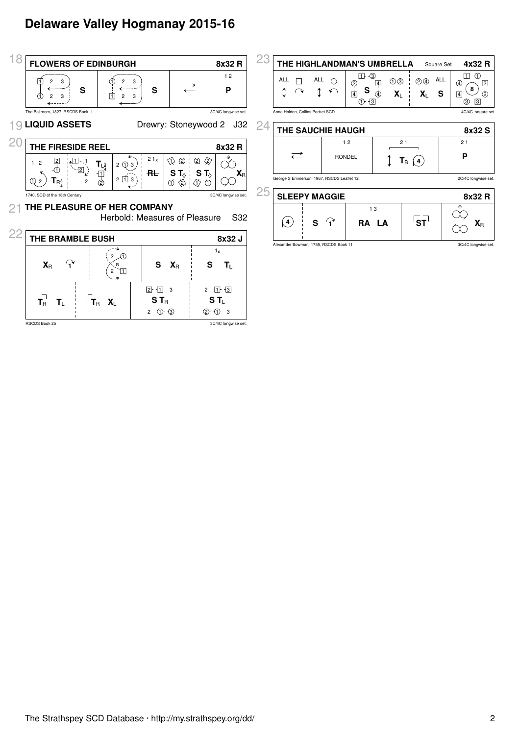# Delaware Valley Hogmanay 2015-16

18 **FLOWERS OF EDINBURGH** 8x32 R

| | | | |
|---|---|---|---|
| 1 2 3 / 1 2 3 S | 1 2 3 / 1 2 3 S | ⇄ | 1 2 P |

The Ballroom, 1827, RSCDS Book 1 — 3C/4C longwise set.

19 **LIQUID ASSETS** — Drewry: Stoneywood 2 — J32

20 **THE FIRESIDE REEL** 8x32 R

| | | | | | | |
|---|---|---|---|---|---|---|
| 1 2 / 1 2 $T_{R\frac{3}{4}}$ | 2 1 1 / 1 2 2 $T_{L\frac{3}{4}}$ | 2 1 3 / 2 1 3 | 2 1x RL | 1 2 S $T_\lozenge$ 1 2 | 2 2 S $T_\lozenge$ 1 1 | $X_R$ |

1740, SCD of the 18th Century — 3C/4C longwise set.

21 **THE PLEASURE OF HER COMPANY**
Herbold: Measures of Pleasure — S32

22 **THE BRAMBLE BUSH** 8x32 J

| | | | |
|---|---|---|---|
| $X_R$ 1 | 2 1 R 2 1 | S $X_R$ | 1x S $T_L$ |
| $T_R$ $T_L$ | $T_R$ $X_L$ | 2 1 3 S $T_R$ 2 1 3 | 2 1 3 S $T_L$ 2 1 3 |

RSCDS Book 25 — 3C/4C longwise set.

23 **THE HIGHLANDMAN'S UMBRELLA** Square Set 4x32 R

| | | | | | |
|---|---|---|---|---|---|
| ALL ↕ | ALL ↕ | 1 3 2 4 S 4 4 1 3 | 1 3 $X_L$ | 2 4 $X_L$ | ALL S | 1 1 4 8 2 4 2 3 3 |

Anna Holden, Collins Pocket SCD — 4C/4C square set

24 **THE SAUCHIE HAUGH** 8x32 S

| | | | |
|---|---|---|---|
| ⇄ | 1 2 RONDEL | 2 1 ↕ $T_B$ 4 | 2 1 P |

George S Emmerson, 1967, RSCDS Leaflet 12 — 2C/4C longwise set.

25 **SLEEPY MAGGIE** 8x32 R

| | | | | |
|---|---|---|---|---|
| 4 | S 1 | 1 3 RA LA | ST | $X_R$ |

Alexander Bowman, 1755, RSCDS Book 11 — 3C/4C longwise set.

The Strathspey SCD Database · http://my.strathspey.org/dd/